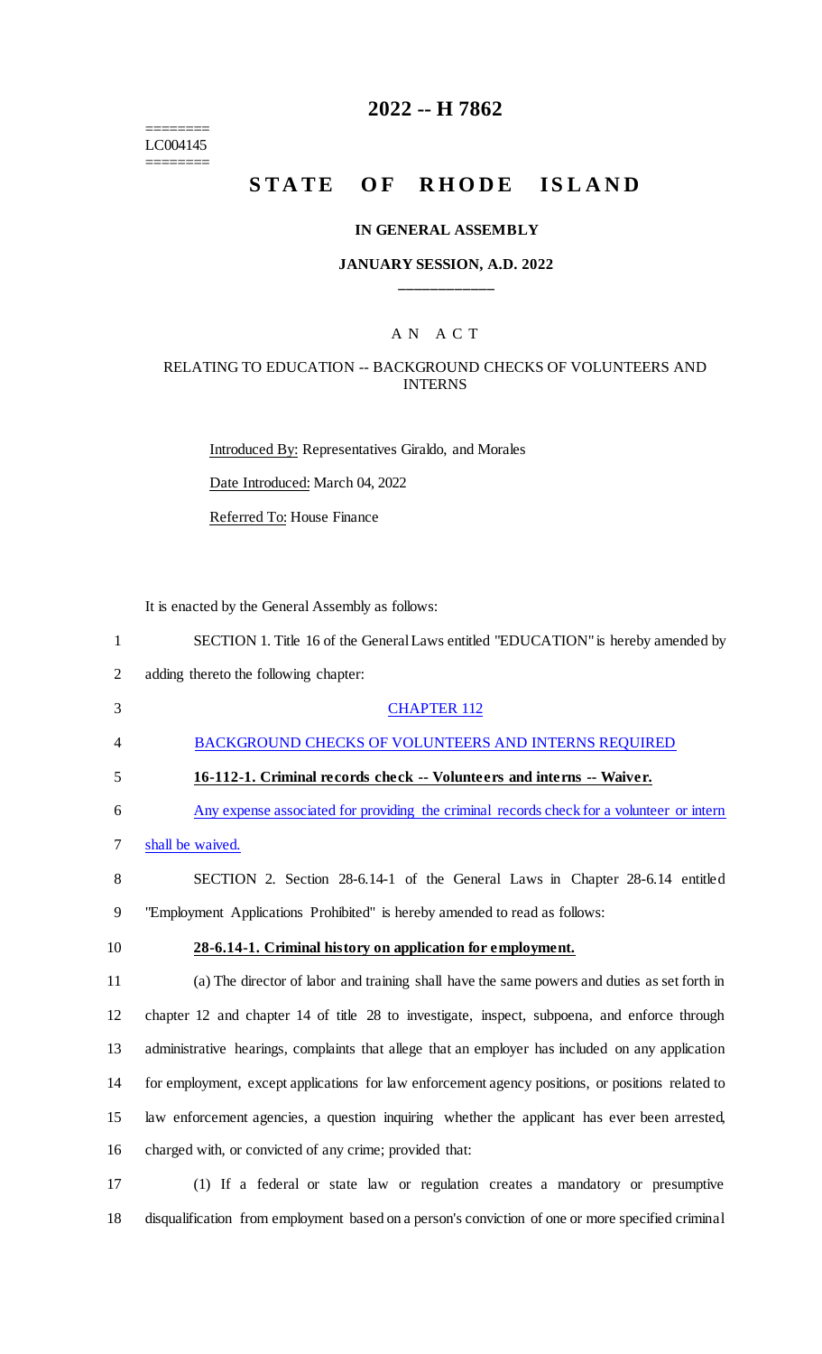========
LC004145
========

# 2022 -- H 7862

## STATE OF RHODE ISLAND

### IN GENERAL ASSEMBLY

### JANUARY SESSION, A.D. 2022

____________

### A N A C T

RELATING TO EDUCATION -- BACKGROUND CHECKS OF VOLUNTEERS AND INTERNS

Introduced By: Representatives Giraldo, and Morales

Date Introduced: March 04, 2022

Referred To: House Finance

It is enacted by the General Assembly as follows:

1 SECTION 1. Title 16 of the General Laws entitled "EDUCATION" is hereby amended by
2 adding thereto the following chapter:

3 CHAPTER 112

4 BACKGROUND CHECKS OF VOLUNTEERS AND INTERNS REQUIRED

5 **16-112-1. Criminal records check -- Volunteers and interns -- Waiver.**

6 Any expense associated for providing the criminal records check for a volunteer or intern
7 shall be waived.

8 SECTION 2. Section 28-6.14-1 of the General Laws in Chapter 28-6.14 entitled
9 "Employment Applications Prohibited" is hereby amended to read as follows:

10 **28-6.14-1. Criminal history on application for employment.**

11 (a) The director of labor and training shall have the same powers and duties as set forth in
12 chapter 12 and chapter 14 of title 28 to investigate, inspect, subpoena, and enforce through
13 administrative hearings, complaints that allege that an employer has included on any application
14 for employment, except applications for law enforcement agency positions, or positions related to
15 law enforcement agencies, a question inquiring whether the applicant has ever been arrested,
16 charged with, or convicted of any crime; provided that:

17 (1) If a federal or state law or regulation creates a mandatory or presumptive
18 disqualification from employment based on a person's conviction of one or more specified criminal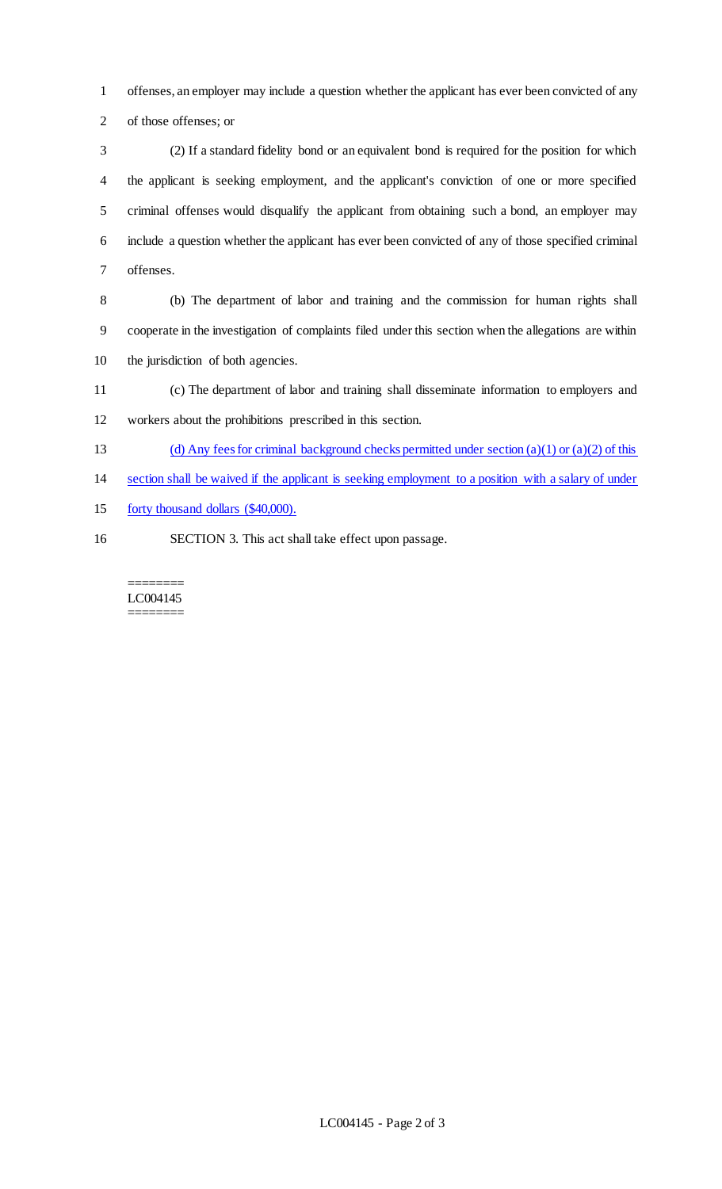offenses, an employer may include a question whether the applicant has ever been convicted of any of those offenses; or

(2) If a standard fidelity bond or an equivalent bond is required for the position for which the applicant is seeking employment, and the applicant's conviction of one or more specified criminal offenses would disqualify the applicant from obtaining such a bond, an employer may include a question whether the applicant has ever been convicted of any of those specified criminal offenses.

(b) The department of labor and training and the commission for human rights shall cooperate in the investigation of complaints filed under this section when the allegations are within the jurisdiction of both agencies.

(c) The department of labor and training shall disseminate information to employers and workers about the prohibitions prescribed in this section.

<u>(d) Any fees for criminal background checks permitted under section (a)(1) or (a)(2) of this section shall be waived if the applicant is seeking employment to a position with a salary of under forty thousand dollars ($40,000).</u>

SECTION 3. This act shall take effect upon passage.

========
LC004145
========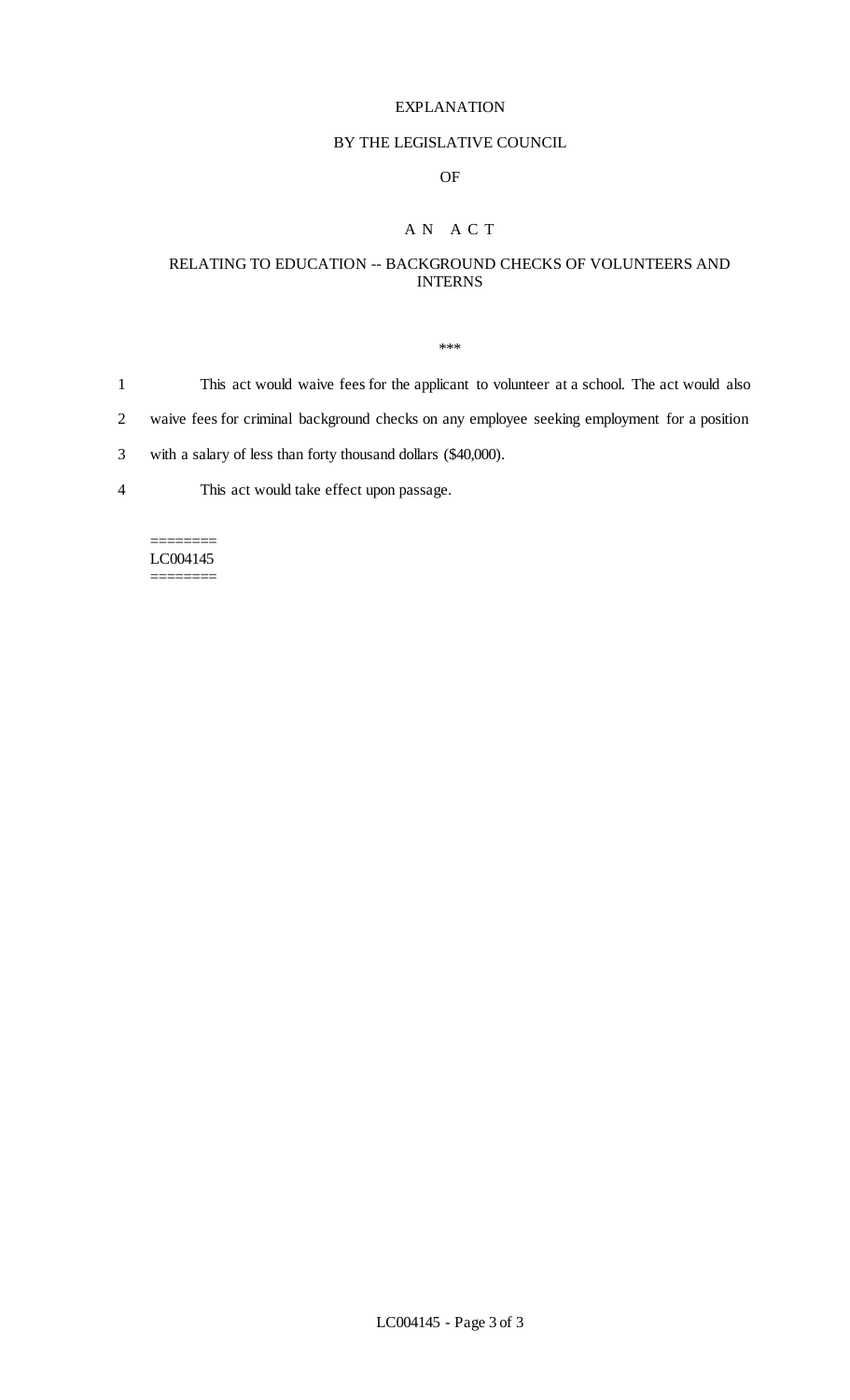EXPLANATION

BY THE LEGISLATIVE COUNCIL

OF

A N   A C T

RELATING TO EDUCATION -- BACKGROUND CHECKS OF VOLUNTEERS AND INTERNS

***

This act would waive fees for the applicant to volunteer at a school. The act would also waive fees for criminal background checks on any employee seeking employment for a position with a salary of less than forty thousand dollars ($40,000).

This act would take effect upon passage.

========
LC004145
========